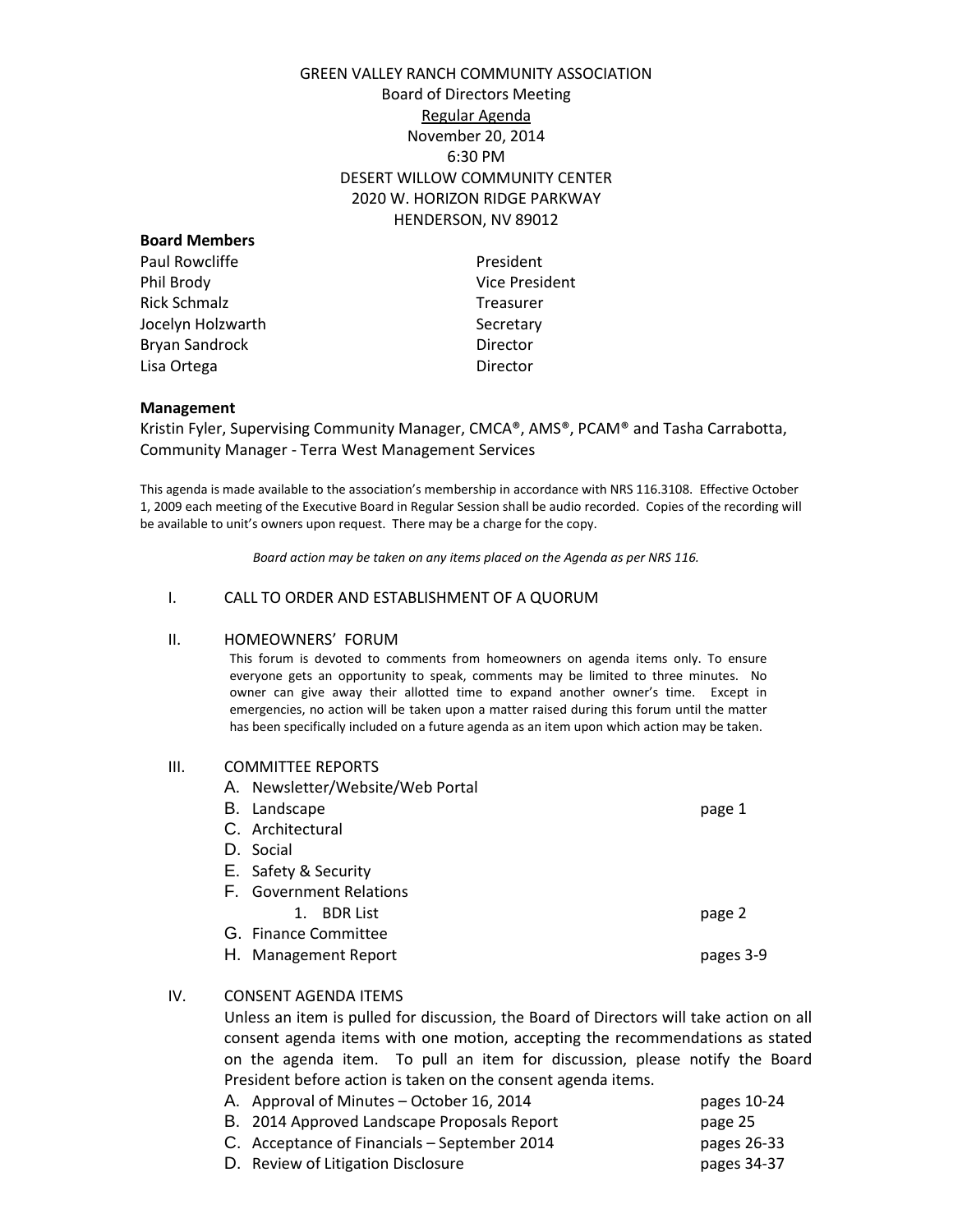# GREEN VALLEY RANCH COMMUNITY ASSOCIATION

Board of Directors Meeting

Regular Agenda

November 20, 2014

6:30 PM

DESERT WILLOW COMMUNITY CENTER

2020 W. HORIZON RIDGE PARKWAY

HENDERSON, NV 89012

**Board Members**

| | |
|---|---|
| Paul Rowcliffe | President |
| Phil Brody | Vice President |
| Rick Schmalz | Treasurer |
| Jocelyn Holzwarth | Secretary |
| Bryan Sandrock | Director |
| Lisa Ortega | Director |

**Management**

Kristin Fyler, Supervising Community Manager, CMCA®, AMS®, PCAM® and Tasha Carrabotta, Community Manager - Terra West Management Services

This agenda is made available to the association's membership in accordance with NRS 116.3108. Effective October 1, 2009 each meeting of the Executive Board in Regular Session shall be audio recorded. Copies of the recording will be available to unit's owners upon request. There may be a charge for the copy.

*Board action may be taken on any items placed on the Agenda as per NRS 116.*

I. CALL TO ORDER AND ESTABLISHMENT OF A QUORUM

II. HOMEOWNERS' FORUM

This forum is devoted to comments from homeowners on agenda items only. To ensure everyone gets an opportunity to speak, comments may be limited to three minutes. No owner can give away their allotted time to expand another owner's time. Except in emergencies, no action will be taken upon a matter raised during this forum until the matter has been specifically included on a future agenda as an item upon which action may be taken.

III. COMMITTEE REPORTS

- A. Newsletter/Website/Web Portal
- B. Landscape — page 1
- C. Architectural
- D. Social
- E. Safety & Security
- F. Government Relations
  1. BDR List — page 2
- G. Finance Committee
- H. Management Report — pages 3-9

IV. CONSENT AGENDA ITEMS

Unless an item is pulled for discussion, the Board of Directors will take action on all consent agenda items with one motion, accepting the recommendations as stated on the agenda item. To pull an item for discussion, please notify the Board President before action is taken on the consent agenda items.

- A. Approval of Minutes – October 16, 2014 — pages 10-24
- B. 2014 Approved Landscape Proposals Report — page 25
- C. Acceptance of Financials – September 2014 — pages 26-33
- D. Review of Litigation Disclosure — pages 34-37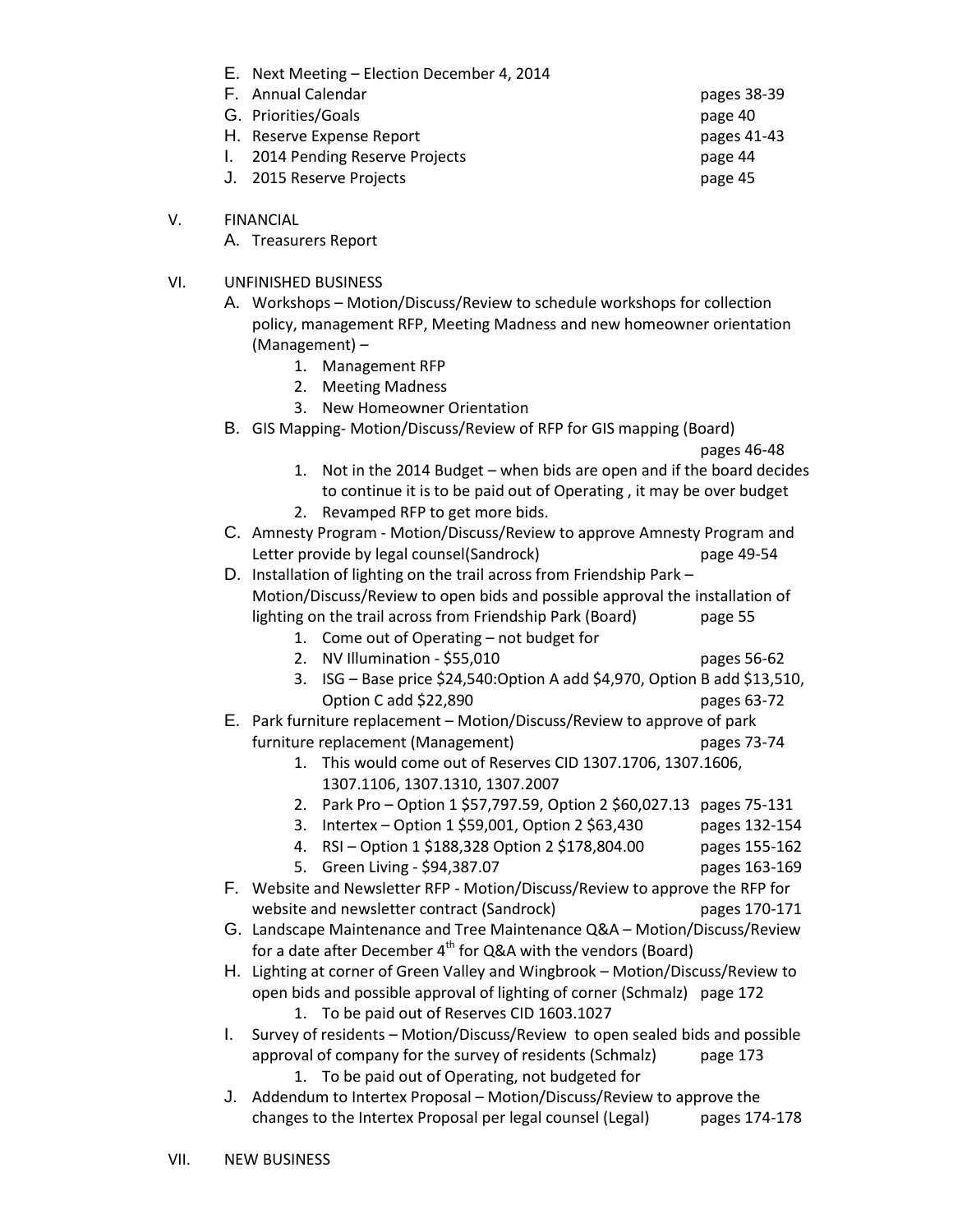E. Next Meeting – Election December 4, 2014
F. Annual Calendar pages 38-39
G. Priorities/Goals page 40
H. Reserve Expense Report pages 41-43
I. 2014 Pending Reserve Projects page 44
J. 2015 Reserve Projects page 45

V. FINANCIAL
   A. Treasurers Report

VI. UNFINISHED BUSINESS
   A. Workshops – Motion/Discuss/Review to schedule workshops for collection policy, management RFP, Meeting Madness and new homeowner orientation (Management) –
      1. Management RFP
      2. Meeting Madness
      3. New Homeowner Orientation
   B. GIS Mapping- Motion/Discuss/Review of RFP for GIS mapping (Board) pages 46-48
      1. Not in the 2014 Budget – when bids are open and if the board decides to continue it is to be paid out of Operating , it may be over budget
      2. Revamped RFP to get more bids.
   C. Amnesty Program - Motion/Discuss/Review to approve Amnesty Program and Letter provide by legal counsel(Sandrock) page 49-54
   D. Installation of lighting on the trail across from Friendship Park – Motion/Discuss/Review to open bids and possible approval the installation of lighting on the trail across from Friendship Park (Board) page 55
      1. Come out of Operating – not budget for
      2. NV Illumination - $55,010 pages 56-62
      3. ISG – Base price $24,540:Option A add $4,970, Option B add $13,510, Option C add $22,890 pages 63-72
   E. Park furniture replacement – Motion/Discuss/Review to approve of park furniture replacement (Management) pages 73-74
      1. This would come out of Reserves CID 1307.1706, 1307.1606, 1307.1106, 1307.1310, 1307.2007
      2. Park Pro – Option 1 $57,797.59, Option 2 $60,027.13 pages 75-131
      3. Intertex – Option 1 $59,001, Option 2 $63,430 pages 132-154
      4. RSI – Option 1 $188,328 Option 2 $178,804.00 pages 155-162
      5. Green Living - $94,387.07 pages 163-169
   F. Website and Newsletter RFP - Motion/Discuss/Review to approve the RFP for website and newsletter contract (Sandrock) pages 170-171
   G. Landscape Maintenance and Tree Maintenance Q&A – Motion/Discuss/Review for a date after December 4th for Q&A with the vendors (Board)
   H. Lighting at corner of Green Valley and Wingbrook – Motion/Discuss/Review to open bids and possible approval of lighting of corner (Schmalz) page 172
      1. To be paid out of Reserves CID 1603.1027
   I. Survey of residents – Motion/Discuss/Review to open sealed bids and possible approval of company for the survey of residents (Schmalz) page 173
      1. To be paid out of Operating, not budgeted for
   J. Addendum to Intertex Proposal – Motion/Discuss/Review to approve the changes to the Intertex Proposal per legal counsel (Legal) pages 174-178

VII. NEW BUSINESS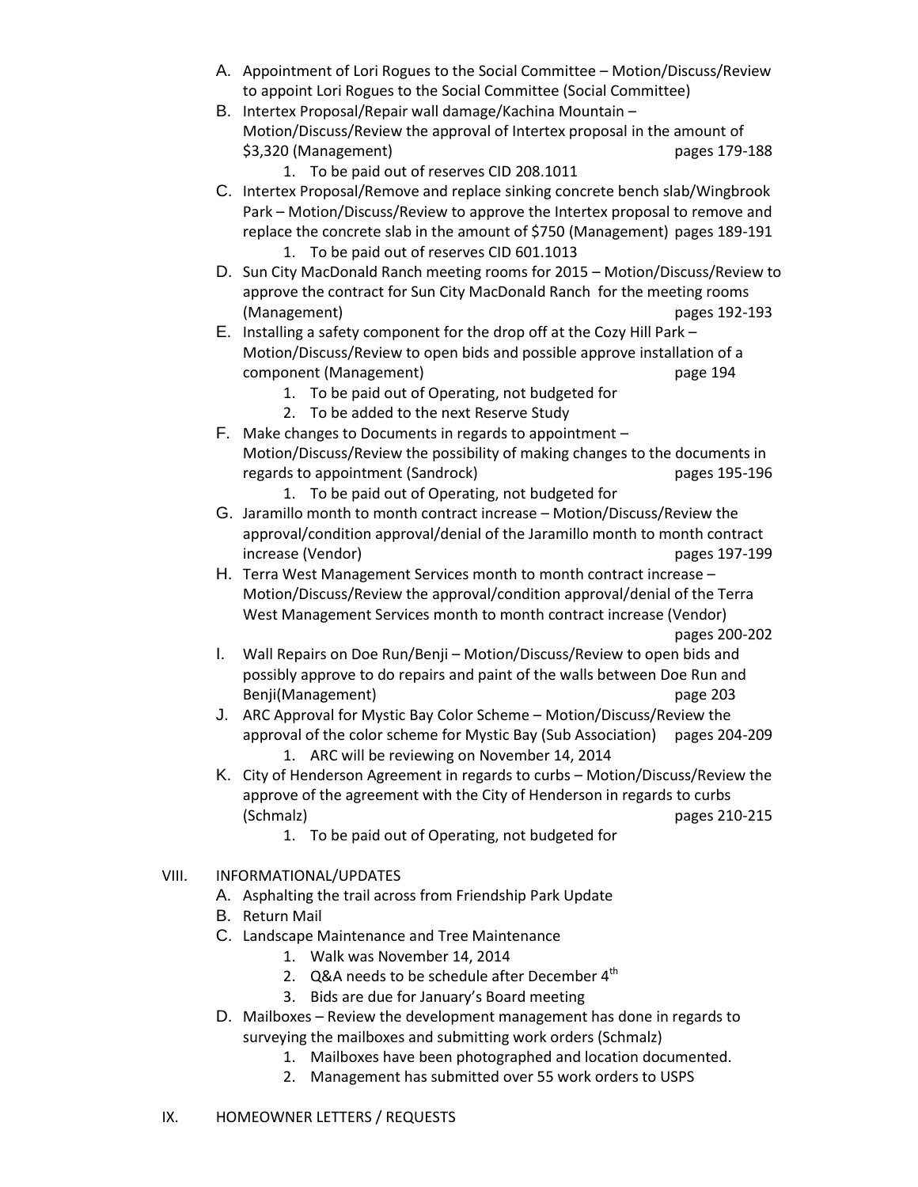A. Appointment of Lori Rogues to the Social Committee – Motion/Discuss/Review to appoint Lori Rogues to the Social Committee (Social Committee)

B. Intertex Proposal/Repair wall damage/Kachina Mountain – Motion/Discuss/Review the approval of Intertex proposal in the amount of $3,320 (Management) pages 179-188
   1. To be paid out of reserves CID 208.1011

C. Intertex Proposal/Remove and replace sinking concrete bench slab/Wingbrook Park – Motion/Discuss/Review to approve the Intertex proposal to remove and replace the concrete slab in the amount of $750 (Management) pages 189-191
   1. To be paid out of reserves CID 601.1013

D. Sun City MacDonald Ranch meeting rooms for 2015 – Motion/Discuss/Review to approve the contract for Sun City MacDonald Ranch for the meeting rooms (Management) pages 192-193

E. Installing a safety component for the drop off at the Cozy Hill Park – Motion/Discuss/Review to open bids and possible approve installation of a component (Management) page 194
   1. To be paid out of Operating, not budgeted for
   2. To be added to the next Reserve Study

F. Make changes to Documents in regards to appointment – Motion/Discuss/Review the possibility of making changes to the documents in regards to appointment (Sandrock) pages 195-196
   1. To be paid out of Operating, not budgeted for

G. Jaramillo month to month contract increase – Motion/Discuss/Review the approval/condition approval/denial of the Jaramillo month to month contract increase (Vendor) pages 197-199

H. Terra West Management Services month to month contract increase – Motion/Discuss/Review the approval/condition approval/denial of the Terra West Management Services month to month contract increase (Vendor) pages 200-202

I. Wall Repairs on Doe Run/Benji – Motion/Discuss/Review to open bids and possibly approve to do repairs and paint of the walls between Doe Run and Benji(Management) page 203

J. ARC Approval for Mystic Bay Color Scheme – Motion/Discuss/Review the approval of the color scheme for Mystic Bay (Sub Association) pages 204-209
   1. ARC will be reviewing on November 14, 2014

K. City of Henderson Agreement in regards to curbs – Motion/Discuss/Review the approve of the agreement with the City of Henderson in regards to curbs (Schmalz) pages 210-215
   1. To be paid out of Operating, not budgeted for

VIII. INFORMATIONAL/UPDATES

A. Asphalting the trail across from Friendship Park Update

B. Return Mail

C. Landscape Maintenance and Tree Maintenance
   1. Walk was November 14, 2014
   2. Q&A needs to be schedule after December 4th
   3. Bids are due for January's Board meeting

D. Mailboxes – Review the development management has done in regards to surveying the mailboxes and submitting work orders (Schmalz)
   1. Mailboxes have been photographed and location documented.
   2. Management has submitted over 55 work orders to USPS

IX. HOMEOWNER LETTERS / REQUESTS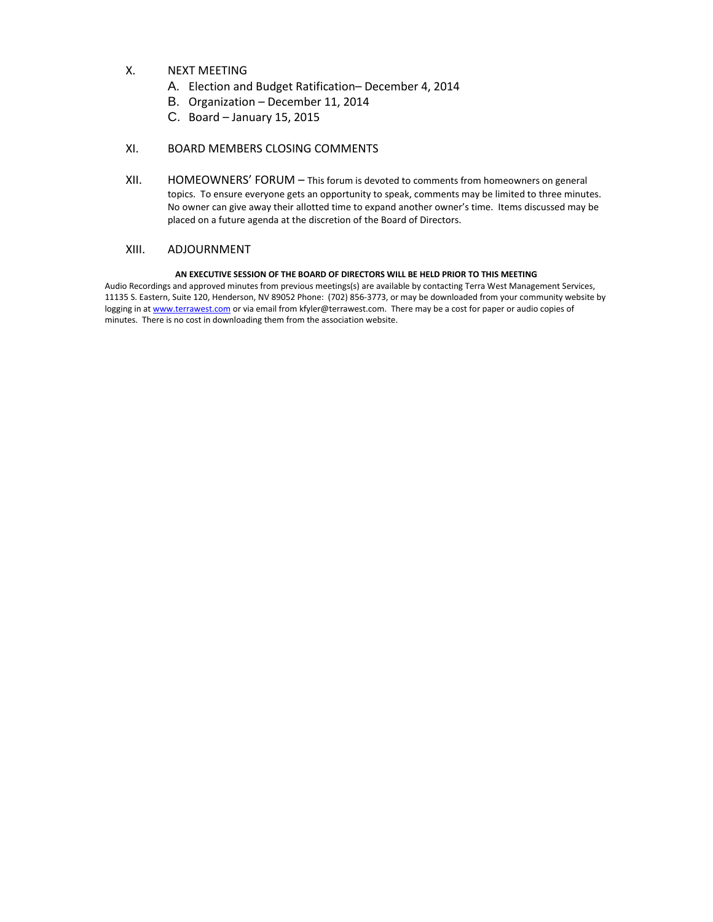X. NEXT MEETING

A. Election and Budget Ratification– December 4, 2014

B. Organization – December 11, 2014

C. Board – January 15, 2015

XI. BOARD MEMBERS CLOSING COMMENTS

XII. HOMEOWNERS' FORUM – This forum is devoted to comments from homeowners on general topics. To ensure everyone gets an opportunity to speak, comments may be limited to three minutes. No owner can give away their allotted time to expand another owner's time. Items discussed may be placed on a future agenda at the discretion of the Board of Directors.

XIII. ADJOURNMENT

**AN EXECUTIVE SESSION OF THE BOARD OF DIRECTORS WILL BE HELD PRIOR TO THIS MEETING**

Audio Recordings and approved minutes from previous meetings(s) are available by contacting Terra West Management Services, 11135 S. Eastern, Suite 120, Henderson, NV 89052 Phone: (702) 856-3773, or may be downloaded from your community website by logging in at www.terrawest.com or via email from kfyler@terrawest.com. There may be a cost for paper or audio copies of minutes. There is no cost in downloading them from the association website.